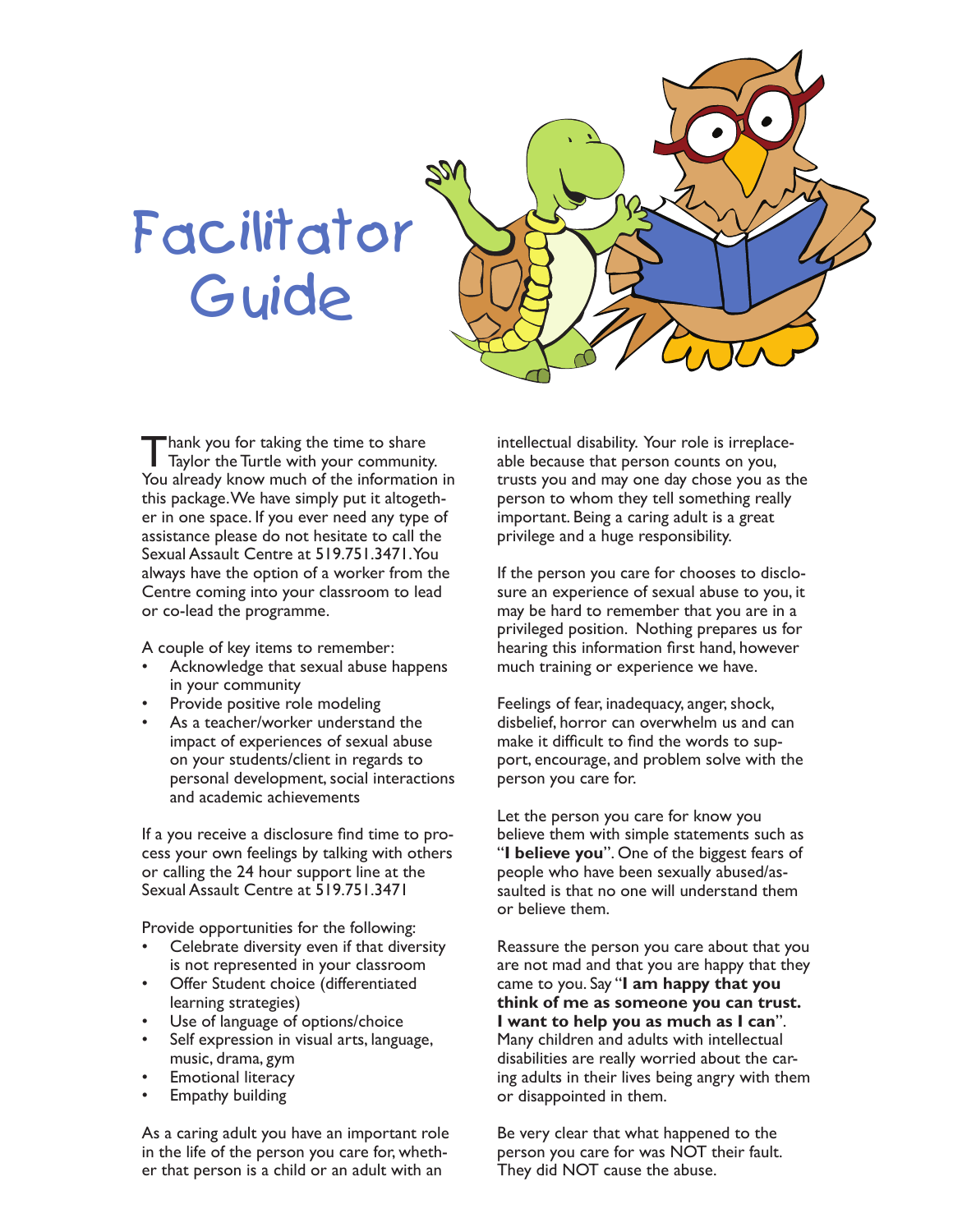# Facilitator Guide

Thank you for taking the time to share Taylor the Turtle with your community. You already know much of the information in this package. We have simply put it altogether in one space. If you ever need any type of assistance please do not hesitate to call the Sexual Assault Centre at 519.751.3471. You always have the option of a worker from the Centre coming into your classroom to lead or co-lead the programme.

A couple of key items to remember:

- Acknowledge that sexual abuse happens in your community
- Provide positive role modeling
- As a teacher/worker understand the impact of experiences of sexual abuse on your students/client in regards to personal development, social interactions and academic achievements

If a you receive a disclosure find time to process your own feelings by talking with others or calling the 24 hour support line at the Sexual Assault Centre at 519.751.3471

Provide opportunities for the following:

- Celebrate diversity even if that diversity is not represented in your classroom
- Offer Student choice (differentiated learning strategies)
- Use of language of options/choice
- Self expression in visual arts, language, music, drama, gym
- Emotional literacy
- Empathy building

As a caring adult you have an important role in the life of the person you care for, whether that person is a child or an adult with an intellectual disability. Your role is irreplaceable because that person counts on you, trusts you and may one day chose you as the person to whom they tell something really important. Being a caring adult is a great privilege and a huge responsibility.

If the person you care for chooses to disclosure an experience of sexual abuse to you, it may be hard to remember that you are in a privileged position. Nothing prepares us for hearing this information first hand, however much training or experience we have.

Feelings of fear, inadequacy, anger, shock, disbelief, horror can overwhelm us and can make it difficult to find the words to support, encourage, and problem solve with the person you care for.

Let the person you care for know you believe them with simple statements such as "**I believe you**". One of the biggest fears of people who have been sexually abused/assaulted is that no one will understand them or believe them.

Reassure the person you care about that you are not mad and that you are happy that they came to you. Say "**I am happy that you think of me as someone you can trust. I want to help you as much as I can**". Many children and adults with intellectual disabilities are really worried about the caring adults in their lives being angry with them or disappointed in them.

Be very clear that what happened to the person you care for was NOT their fault. They did NOT cause the abuse.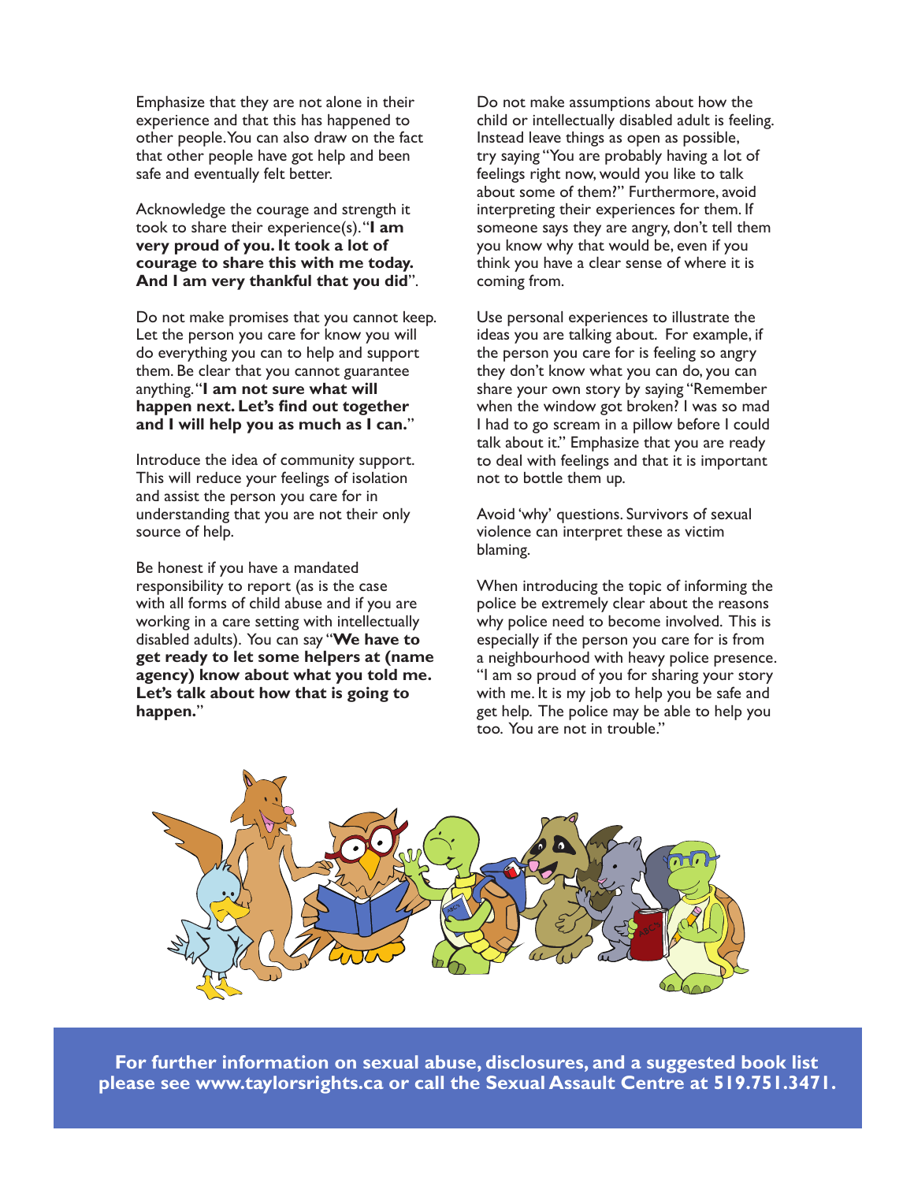Emphasize that they are not alone in their experience and that this has happened to other people. You can also draw on the fact that other people have got help and been safe and eventually felt better.

Acknowledge the courage and strength it took to share their experience(s). "**I am very proud of you. It took a lot of courage to share this with me today. And I am very thankful that you did**".

Do not make promises that you cannot keep. Let the person you care for know you will do everything you can to help and support them. Be clear that you cannot guarantee anything. "**I am not sure what will happen next. Let's find out together and I will help you as much as I can.**"

Introduce the idea of community support. This will reduce your feelings of isolation and assist the person you care for in understanding that you are not their only source of help.

Be honest if you have a mandated responsibility to report (as is the case with all forms of child abuse and if you are working in a care setting with intellectually disabled adults). You can say "**We have to get ready to let some helpers at (name agency) know about what you told me. Let's talk about how that is going to happen.**"

Do not make assumptions about how the child or intellectually disabled adult is feeling. Instead leave things as open as possible, try saying "You are probably having a lot of feelings right now, would you like to talk about some of them?" Furthermore, avoid interpreting their experiences for them. If someone says they are angry, don't tell them you know why that would be, even if you think you have a clear sense of where it is coming from.

Use personal experiences to illustrate the ideas you are talking about. For example, if the person you care for is feeling so angry they don't know what you can do, you can share your own story by saying "Remember when the window got broken? I was so mad I had to go scream in a pillow before I could talk about it." Emphasize that you are ready to deal with feelings and that it is important not to bottle them up.

Avoid 'why' questions. Survivors of sexual violence can interpret these as victim blaming.

When introducing the topic of informing the police be extremely clear about the reasons why police need to become involved. This is especially if the person you care for is from a neighbourhood with heavy police presence. "I am so proud of you for sharing your story with me. It is my job to help you be safe and get help. The police may be able to help you too. You are not in trouble."

**For further information on sexual abuse, disclosures, and a suggested book list please see www.taylorsrights.ca or call the Sexual Assault Centre at 519.751.3471.**